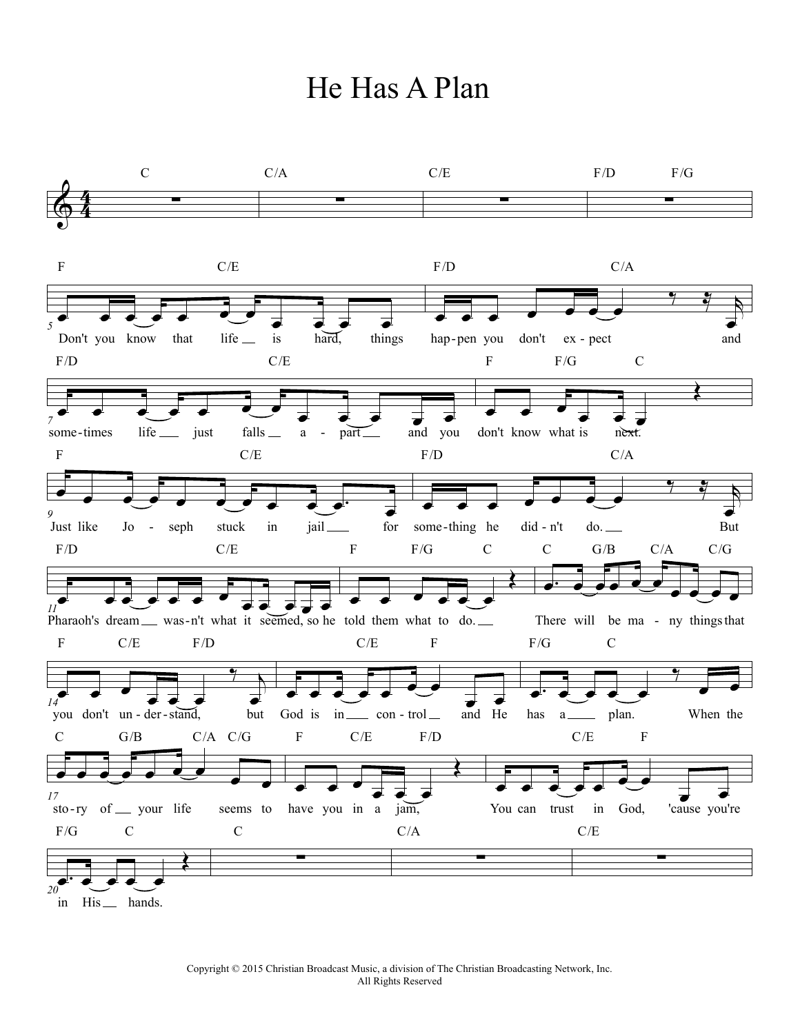# He Has A Plan

Don't you know that life is hard, things hap-pen you don't ex-pect and some-times life just falls a-part and you don't know what is next. Just like Jo-seph stuck in jail for some-thing he did-n't do. But Pharaoh's dream was-n't what it seemed, so he told them what to do. There will be ma-ny things that you don't un-der-stand, but God is in con-trol and He has a plan. When the sto-ry of your life seems to have you in a jam, You can trust in God, 'cause you're in His hands.

Copyright © 2015 Christian Broadcast Music, a division of The Christian Broadcasting Network, Inc.
All Rights Reserved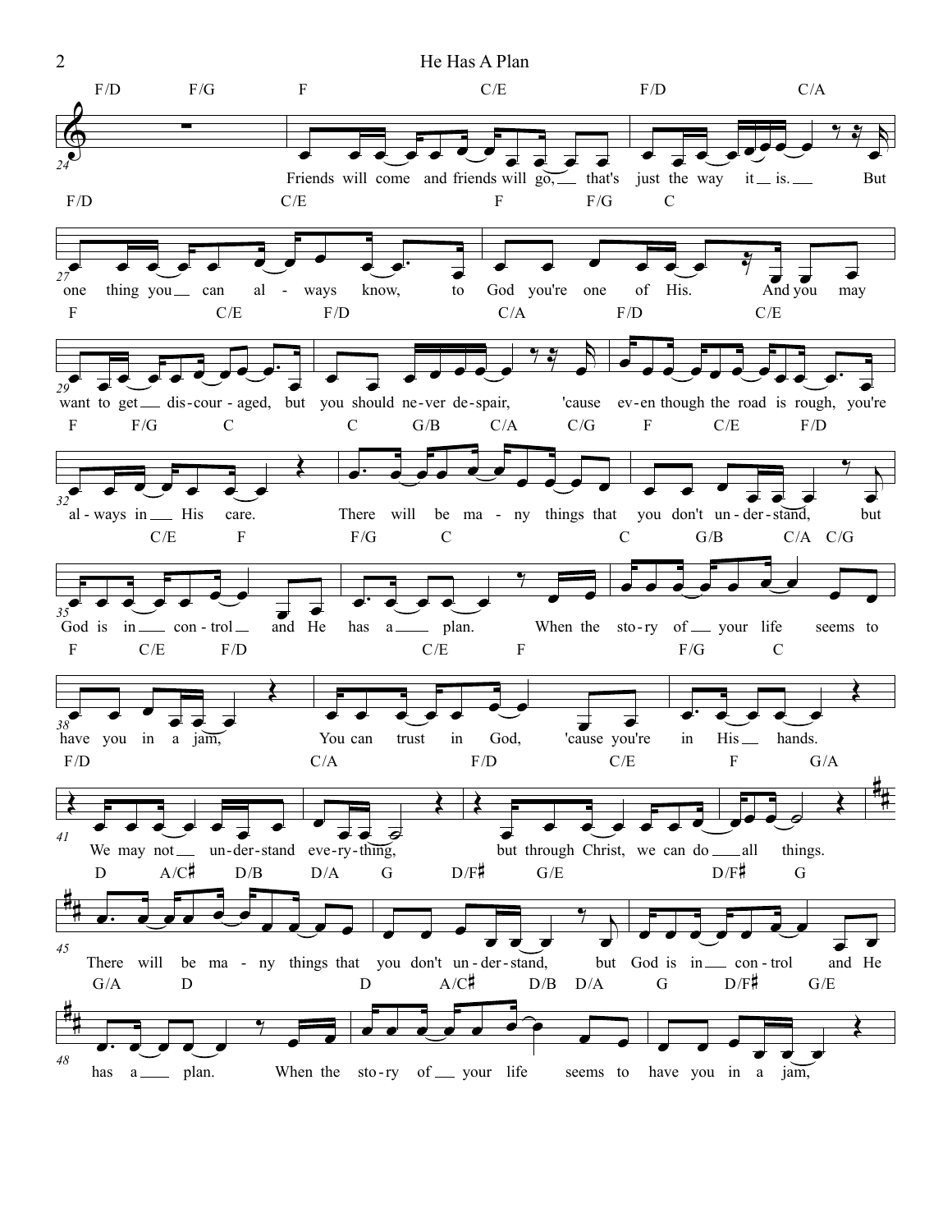Friends will come and friends will go, that's just the way it is. But one thing you can al - ways know, to God you're one of His. And you may want to get dis - cour - aged, but you should ne - ver de - spair, 'cause ev - en though the road is rough, you're al - ways in His care.

There will be ma - ny things that you don't un - der - stand, but God is in con - trol and He has a plan. When the sto - ry of your life seems to have you in a jam, You can trust in God, 'cause you're in His hands.

We may not un - der - stand eve - ry - thing, but through Christ, we can do all things.

There will be ma - ny things that you don't un - der - stand, but God is in con - trol and He has a plan. When the sto - ry of your life seems to have you in a jam,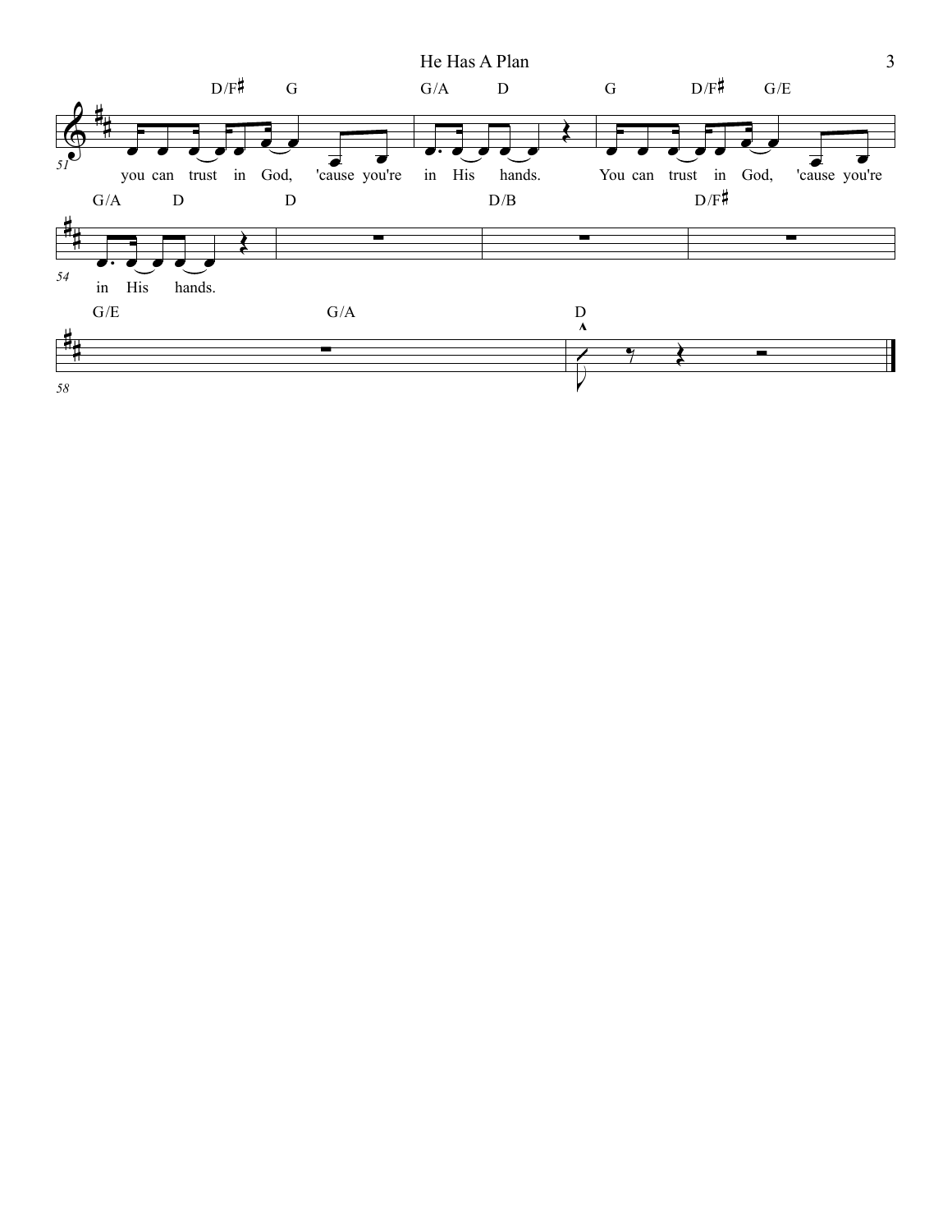D/F♯ G G/A D G D/F♯ G/E

you can trust in God, 'cause you're in His hands. You can trust in God, 'cause you're

G/A D D D/B D/F♯

in His hands.

G/E G/A D